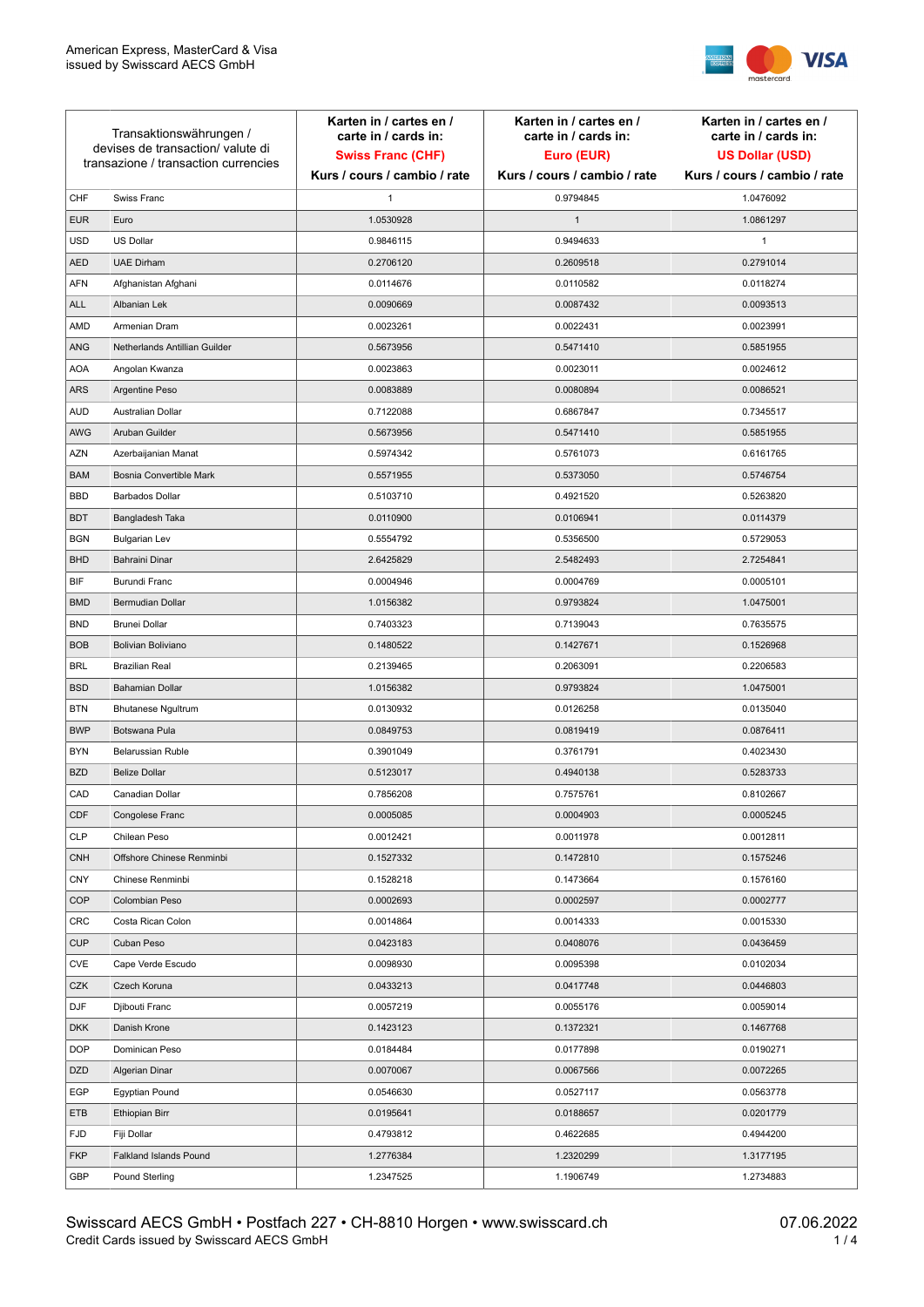American Express, MasterCard & Visa
issued by Swisscard AECS GmbH

| Transaktionswährungen / devises de transaction/ valute di transazione / transaction currencies | | Karten in / cartes en / carte in / cards in: **Swiss Franc (CHF)** Kurs / cours / cambio / rate | Karten in / cartes en / carte in / cards in: **Euro (EUR)** Kurs / cours / cambio / rate | Karten in / cartes en / carte in / cards in: **US Dollar (USD)** Kurs / cours / cambio / rate |
|---|---|---|---|---|
| CHF | Swiss Franc | 1 | 0.9794845 | 1.0476092 |
| EUR | Euro | 1.0530928 | 1 | 1.0861297 |
| USD | US Dollar | 0.9846115 | 0.9494633 | 1 |
| AED | UAE Dirham | 0.2706120 | 0.2609518 | 0.2791014 |
| AFN | Afghanistan Afghani | 0.0114676 | 0.0110582 | 0.0118274 |
| ALL | Albanian Lek | 0.0090669 | 0.0087432 | 0.0093513 |
| AMD | Armenian Dram | 0.0023261 | 0.0022431 | 0.0023991 |
| ANG | Netherlands Antillian Guilder | 0.5673956 | 0.5471410 | 0.5851955 |
| AOA | Angolan Kwanza | 0.0023863 | 0.0023011 | 0.0024612 |
| ARS | Argentine Peso | 0.0083889 | 0.0080894 | 0.0086521 |
| AUD | Australian Dollar | 0.7122088 | 0.6867847 | 0.7345517 |
| AWG | Aruban Guilder | 0.5673956 | 0.5471410 | 0.5851955 |
| AZN | Azerbaijanian Manat | 0.5974342 | 0.5761073 | 0.6161765 |
| BAM | Bosnia Convertible Mark | 0.5571955 | 0.5373050 | 0.5746754 |
| BBD | Barbados Dollar | 0.5103710 | 0.4921520 | 0.5263820 |
| BDT | Bangladesh Taka | 0.0110900 | 0.0106941 | 0.0114379 |
| BGN | Bulgarian Lev | 0.5554792 | 0.5356500 | 0.5729053 |
| BHD | Bahraini Dinar | 2.6425829 | 2.5482493 | 2.7254841 |
| BIF | Burundi Franc | 0.0004946 | 0.0004769 | 0.0005101 |
| BMD | Bermudian Dollar | 1.0156382 | 0.9793824 | 1.0475001 |
| BND | Brunei Dollar | 0.7403323 | 0.7139043 | 0.7635575 |
| BOB | Bolivian Boliviano | 0.1480522 | 0.1427671 | 0.1526968 |
| BRL | Brazilian Real | 0.2139465 | 0.2063091 | 0.2206583 |
| BSD | Bahamian Dollar | 1.0156382 | 0.9793824 | 1.0475001 |
| BTN | Bhutanese Ngultrum | 0.0130932 | 0.0126258 | 0.0135040 |
| BWP | Botswana Pula | 0.0849753 | 0.0819419 | 0.0876411 |
| BYN | Belarussian Ruble | 0.3901049 | 0.3761791 | 0.4023430 |
| BZD | Belize Dollar | 0.5123017 | 0.4940138 | 0.5283733 |
| CAD | Canadian Dollar | 0.7856208 | 0.7575761 | 0.8102667 |
| CDF | Congolese Franc | 0.0005085 | 0.0004903 | 0.0005245 |
| CLP | Chilean Peso | 0.0012421 | 0.0011978 | 0.0012811 |
| CNH | Offshore Chinese Renminbi | 0.1527332 | 0.1472810 | 0.1575246 |
| CNY | Chinese Renminbi | 0.1528218 | 0.1473664 | 0.1576160 |
| COP | Colombian Peso | 0.0002693 | 0.0002597 | 0.0002777 |
| CRC | Costa Rican Colon | 0.0014864 | 0.0014333 | 0.0015330 |
| CUP | Cuban Peso | 0.0423183 | 0.0408076 | 0.0436459 |
| CVE | Cape Verde Escudo | 0.0098930 | 0.0095398 | 0.0102034 |
| CZK | Czech Koruna | 0.0433213 | 0.0417748 | 0.0446803 |
| DJF | Djibouti Franc | 0.0057219 | 0.0055176 | 0.0059014 |
| DKK | Danish Krone | 0.1423123 | 0.1372321 | 0.1467768 |
| DOP | Dominican Peso | 0.0184484 | 0.0177898 | 0.0190271 |
| DZD | Algerian Dinar | 0.0070067 | 0.0067566 | 0.0072265 |
| EGP | Egyptian Pound | 0.0546630 | 0.0527117 | 0.0563778 |
| ETB | Ethiopian Birr | 0.0195641 | 0.0188657 | 0.0201779 |
| FJD | Fiji Dollar | 0.4793812 | 0.4622685 | 0.4944200 |
| FKP | Falkland Islands Pound | 1.2776384 | 1.2320299 | 1.3177195 |
| GBP | Pound Sterling | 1.2347525 | 1.1906749 | 1.2734883 |

Swisscard AECS GmbH • Postfach 227 • CH-8810 Horgen • www.swisscard.ch
Credit Cards issued by Swisscard AECS GmbH

07.06.2022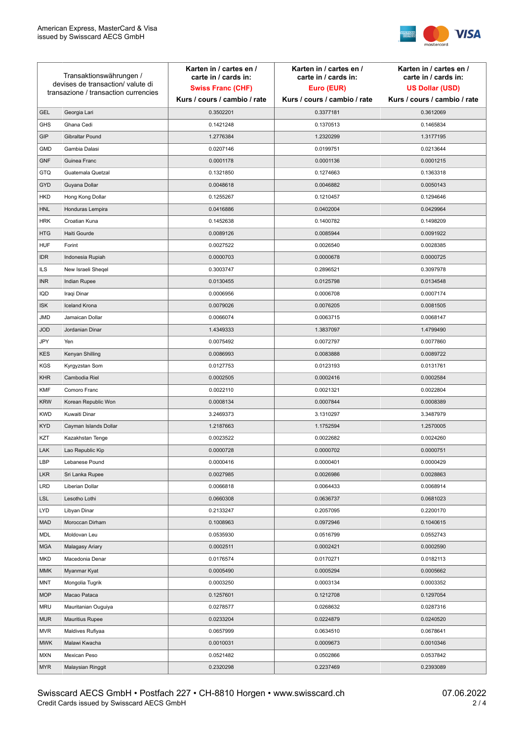| Transaktionswährungen / devises de transaction/ valute di transazione / transaction currencies | | Karten in / cartes en / carte in / cards in: **Swiss Franc (CHF)** Kurs / cours / cambio / rate | Karten in / cartes en / carte in / cards in: **Euro (EUR)** Kurs / cours / cambio / rate | Karten in / cartes en / carte in / cards in: **US Dollar (USD)** Kurs / cours / cambio / rate |
|---|---|---|---|---|
| GEL | Georgia Lari | 0.3502201 | 0.3377181 | 0.3612069 |
| GHS | Ghana Cedi | 0.1421248 | 0.1370513 | 0.1465834 |
| GIP | Gibraltar Pound | 1.2776384 | 1.2320299 | 1.3177195 |
| GMD | Gambia Dalasi | 0.0207146 | 0.0199751 | 0.0213644 |
| GNF | Guinea Franc | 0.0001178 | 0.0001136 | 0.0001215 |
| GTQ | Guatemala Quetzal | 0.1321850 | 0.1274663 | 0.1363318 |
| GYD | Guyana Dollar | 0.0048618 | 0.0046882 | 0.0050143 |
| HKD | Hong Kong Dollar | 0.1255267 | 0.1210457 | 0.1294646 |
| HNL | Honduras Lempira | 0.0416886 | 0.0402004 | 0.0429964 |
| HRK | Croatian Kuna | 0.1452638 | 0.1400782 | 0.1498209 |
| HTG | Haiti Gourde | 0.0089126 | 0.0085944 | 0.0091922 |
| HUF | Forint | 0.0027522 | 0.0026540 | 0.0028385 |
| IDR | Indonesia Rupiah | 0.0000703 | 0.0000678 | 0.0000725 |
| ILS | New Israeli Sheqel | 0.3003747 | 0.2896521 | 0.3097978 |
| INR | Indian Rupee | 0.0130455 | 0.0125798 | 0.0134548 |
| IQD | Iraqi Dinar | 0.0006956 | 0.0006708 | 0.0007174 |
| ISK | Iceland Krona | 0.0079026 | 0.0076205 | 0.0081505 |
| JMD | Jamaican Dollar | 0.0066074 | 0.0063715 | 0.0068147 |
| JOD | Jordanian Dinar | 1.4349333 | 1.3837097 | 1.4799490 |
| JPY | Yen | 0.0075492 | 0.0072797 | 0.0077860 |
| KES | Kenyan Shilling | 0.0086993 | 0.0083888 | 0.0089722 |
| KGS | Kyrgyzstan Som | 0.0127753 | 0.0123193 | 0.0131761 |
| KHR | Cambodia Riel | 0.0002505 | 0.0002416 | 0.0002584 |
| KMF | Comoro Franc | 0.0022110 | 0.0021321 | 0.0022804 |
| KRW | Korean Republic Won | 0.0008134 | 0.0007844 | 0.0008389 |
| KWD | Kuwaiti Dinar | 3.2469373 | 3.1310297 | 3.3487979 |
| KYD | Cayman Islands Dollar | 1.2187663 | 1.1752594 | 1.2570005 |
| KZT | Kazakhstan Tenge | 0.0023522 | 0.0022682 | 0.0024260 |
| LAK | Lao Republic Kip | 0.0000728 | 0.0000702 | 0.0000751 |
| LBP | Lebanese Pound | 0.0000416 | 0.0000401 | 0.0000429 |
| LKR | Sri Lanka Rupee | 0.0027985 | 0.0026986 | 0.0028863 |
| LRD | Liberian Dollar | 0.0066818 | 0.0064433 | 0.0068914 |
| LSL | Lesotho Lothi | 0.0660308 | 0.0636737 | 0.0681023 |
| LYD | Libyan Dinar | 0.2133247 | 0.2057095 | 0.2200170 |
| MAD | Moroccan Dirham | 0.1008963 | 0.0972946 | 0.1040615 |
| MDL | Moldovan Leu | 0.0535930 | 0.0516799 | 0.0552743 |
| MGA | Malagasy Ariary | 0.0002511 | 0.0002421 | 0.0002590 |
| MKD | Macedonia Denar | 0.0176574 | 0.0170271 | 0.0182113 |
| MMK | Myanmar Kyat | 0.0005490 | 0.0005294 | 0.0005662 |
| MNT | Mongolia Tugrik | 0.0003250 | 0.0003134 | 0.0003352 |
| MOP | Macao Pataca | 0.1257601 | 0.1212708 | 0.1297054 |
| MRU | Mauritanian Ouguiya | 0.0278577 | 0.0268632 | 0.0287316 |
| MUR | Mauritius Rupee | 0.0233204 | 0.0224879 | 0.0240520 |
| MVR | Maldives Rufiyaa | 0.0657999 | 0.0634510 | 0.0678641 |
| MWK | Malawi Kwacha | 0.0010031 | 0.0009673 | 0.0010346 |
| MXN | Mexican Peso | 0.0521482 | 0.0502866 | 0.0537842 |
| MYR | Malaysian Ringgit | 0.2320298 | 0.2237469 | 0.2393089 |

Swisscard AECS GmbH • Postfach 227 • CH-8810 Horgen • www.swisscard.ch
Credit Cards issued by Swisscard AECS GmbH

07.06.2022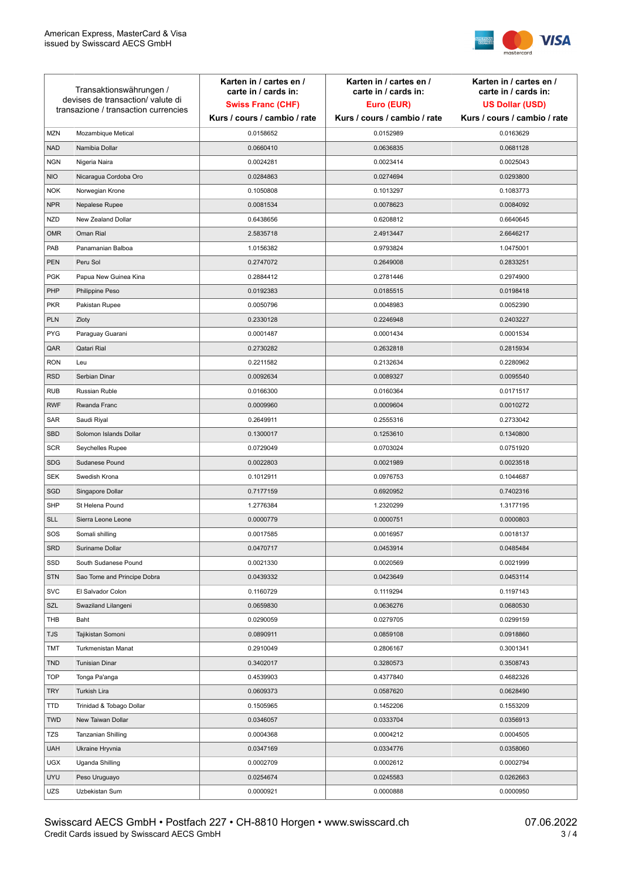| Transaktionswährungen / devises de transaction/ valute di transazione / transaction currencies | | Karten in / cartes en / carte in / cards in: **Swiss Franc (CHF)** Kurs / cours / cambio / rate | Karten in / cartes en / carte in / cards in: **Euro (EUR)** Kurs / cours / cambio / rate | Karten in / cartes en / carte in / cards in: **US Dollar (USD)** Kurs / cours / cambio / rate |
|---|---|---|---|---|
| MZN | Mozambique Metical | 0.0158652 | 0.0152989 | 0.0163629 |
| NAD | Namibia Dollar | 0.0660410 | 0.0636835 | 0.0681128 |
| NGN | Nigeria Naira | 0.0024281 | 0.0023414 | 0.0025043 |
| NIO | Nicaragua Cordoba Oro | 0.0284863 | 0.0274694 | 0.0293800 |
| NOK | Norwegian Krone | 0.1050808 | 0.1013297 | 0.1083773 |
| NPR | Nepalese Rupee | 0.0081534 | 0.0078623 | 0.0084092 |
| NZD | New Zealand Dollar | 0.6438656 | 0.6208812 | 0.6640645 |
| OMR | Oman Rial | 2.5835718 | 2.4913447 | 2.6646217 |
| PAB | Panamanian Balboa | 1.0156382 | 0.9793824 | 1.0475001 |
| PEN | Peru Sol | 0.2747072 | 0.2649008 | 0.2833251 |
| PGK | Papua New Guinea Kina | 0.2884412 | 0.2781446 | 0.2974900 |
| PHP | Philippine Peso | 0.0192383 | 0.0185515 | 0.0198418 |
| PKR | Pakistan Rupee | 0.0050796 | 0.0048983 | 0.0052390 |
| PLN | Zloty | 0.2330128 | 0.2246948 | 0.2403227 |
| PYG | Paraguay Guarani | 0.0001487 | 0.0001434 | 0.0001534 |
| QAR | Qatari Rial | 0.2730282 | 0.2632818 | 0.2815934 |
| RON | Leu | 0.2211582 | 0.2132634 | 0.2280962 |
| RSD | Serbian Dinar | 0.0092634 | 0.0089327 | 0.0095540 |
| RUB | Russian Ruble | 0.0166300 | 0.0160364 | 0.0171517 |
| RWF | Rwanda Franc | 0.0009960 | 0.0009604 | 0.0010272 |
| SAR | Saudi Riyal | 0.2649911 | 0.2555316 | 0.2733042 |
| SBD | Solomon Islands Dollar | 0.1300017 | 0.1253610 | 0.1340800 |
| SCR | Seychelles Rupee | 0.0729049 | 0.0703024 | 0.0751920 |
| SDG | Sudanese Pound | 0.0022803 | 0.0021989 | 0.0023518 |
| SEK | Swedish Krona | 0.1012911 | 0.0976753 | 0.1044687 |
| SGD | Singapore Dollar | 0.7177159 | 0.6920952 | 0.7402316 |
| SHP | St Helena Pound | 1.2776384 | 1.2320299 | 1.3177195 |
| SLL | Sierra Leone Leone | 0.0000779 | 0.0000751 | 0.0000803 |
| SOS | Somali shilling | 0.0017585 | 0.0016957 | 0.0018137 |
| SRD | Suriname Dollar | 0.0470717 | 0.0453914 | 0.0485484 |
| SSD | South Sudanese Pound | 0.0021330 | 0.0020569 | 0.0021999 |
| STN | Sao Tome and Principe Dobra | 0.0439332 | 0.0423649 | 0.0453114 |
| SVC | El Salvador Colon | 0.1160729 | 0.1119294 | 0.1197143 |
| SZL | Swaziland Lilangeni | 0.0659830 | 0.0636276 | 0.0680530 |
| THB | Baht | 0.0290059 | 0.0279705 | 0.0299159 |
| TJS | Tajikistan Somoni | 0.0890911 | 0.0859108 | 0.0918860 |
| TMT | Turkmenistan Manat | 0.2910049 | 0.2806167 | 0.3001341 |
| TND | Tunisian Dinar | 0.3402017 | 0.3280573 | 0.3508743 |
| TOP | Tonga Pa'anga | 0.4539903 | 0.4377840 | 0.4682326 |
| TRY | Turkish Lira | 0.0609373 | 0.0587620 | 0.0628490 |
| TTD | Trinidad & Tobago Dollar | 0.1505965 | 0.1452206 | 0.1553209 |
| TWD | New Taiwan Dollar | 0.0346057 | 0.0333704 | 0.0356913 |
| TZS | Tanzanian Shilling | 0.0004368 | 0.0004212 | 0.0004505 |
| UAH | Ukraine Hryvnia | 0.0347169 | 0.0334776 | 0.0358060 |
| UGX | Uganda Shilling | 0.0002709 | 0.0002612 | 0.0002794 |
| UYU | Peso Uruguayo | 0.0254674 | 0.0245583 | 0.0262663 |
| UZS | Uzbekistan Sum | 0.0000921 | 0.0000888 | 0.0000950 |

Swisscard AECS GmbH • Postfach 227 • CH-8810 Horgen • www.swisscard.ch
Credit Cards issued by Swisscard AECS GmbH

07.06.2022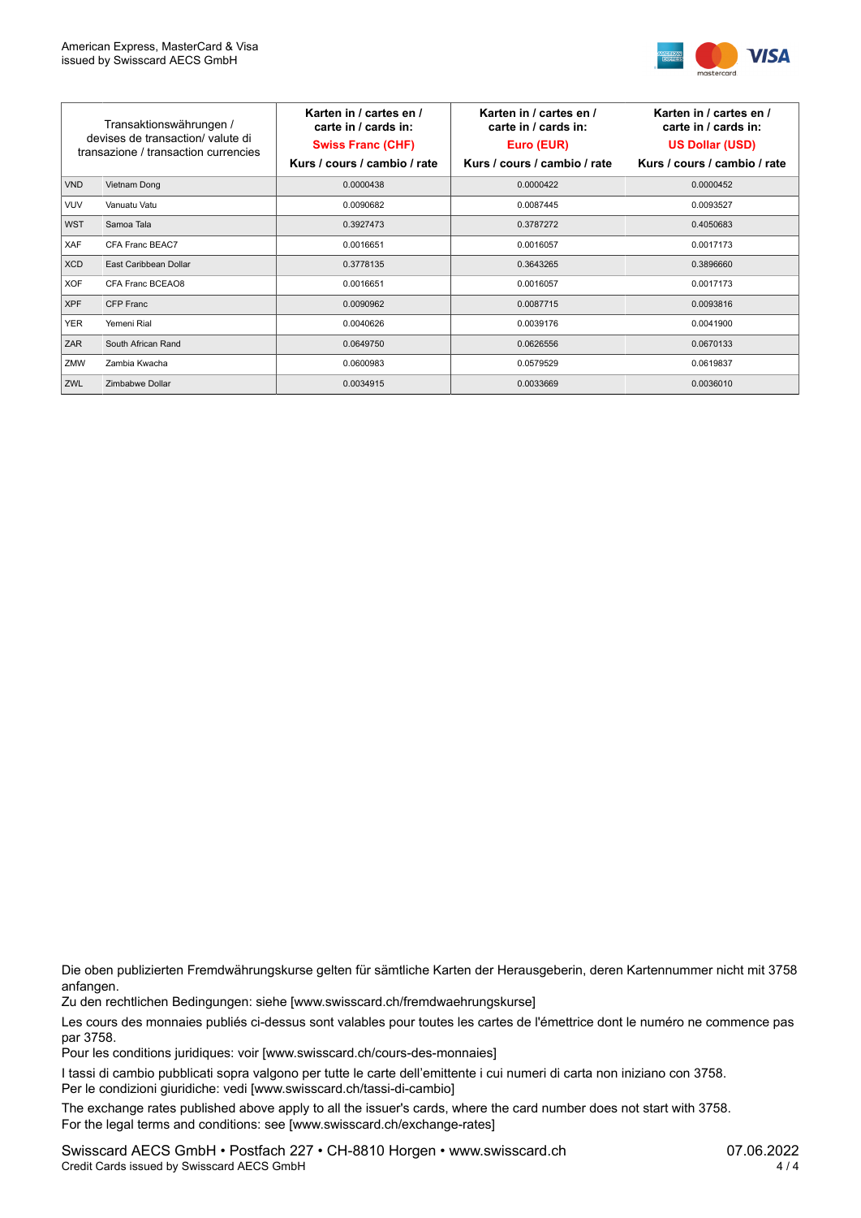| Transaktionswährungen / devises de transaction/ valute di transazione / transaction currencies | | Karten in / cartes en / carte in / cards in: **Swiss Franc (CHF)** Kurs / cours / cambio / rate | Karten in / cartes en / carte in / cards in: **Euro (EUR)** Kurs / cours / cambio / rate | Karten in / cartes en / carte in / cards in: **US Dollar (USD)** Kurs / cours / cambio / rate |
|---|---|---|---|---|
| VND | Vietnam Dong | 0.0000438 | 0.0000422 | 0.0000452 |
| VUV | Vanuatu Vatu | 0.0090682 | 0.0087445 | 0.0093527 |
| WST | Samoa Tala | 0.3927473 | 0.3787272 | 0.4050683 |
| XAF | CFA Franc BEAC7 | 0.0016651 | 0.0016057 | 0.0017173 |
| XCD | East Caribbean Dollar | 0.3778135 | 0.3643265 | 0.3896660 |
| XOF | CFA Franc BCEAO8 | 0.0016651 | 0.0016057 | 0.0017173 |
| XPF | CFP Franc | 0.0090962 | 0.0087715 | 0.0093816 |
| YER | Yemeni Rial | 0.0040626 | 0.0039176 | 0.0041900 |
| ZAR | South African Rand | 0.0649750 | 0.0626556 | 0.0670133 |
| ZMW | Zambia Kwacha | 0.0600983 | 0.0579529 | 0.0619837 |
| ZWL | Zimbabwe Dollar | 0.0034915 | 0.0033669 | 0.0036010 |

Die oben publizierten Fremdwährungskurse gelten für sämtliche Karten der Herausgeberin, deren Kartennummer nicht mit 3758 anfangen.
Zu den rechtlichen Bedingungen: siehe [www.swisscard.ch/fremdwaehrungskurse]

Les cours des monnaies publiés ci-dessus sont valables pour toutes les cartes de l'émettrice dont le numéro ne commence pas par 3758.
Pour les conditions juridiques: voir [www.swisscard.ch/cours-des-monnaies]

I tassi di cambio pubblicati sopra valgono per tutte le carte dell'emittente i cui numeri di carta non iniziano con 3758.
Per le condizioni giuridiche: vedi [www.swisscard.ch/tassi-di-cambio]

The exchange rates published above apply to all the issuer's cards, where the card number does not start with 3758.
For the legal terms and conditions: see [www.swisscard.ch/exchange-rates]

Swisscard AECS GmbH • Postfach 227 • CH-8810 Horgen • www.swisscard.ch 07.06.2022
Credit Cards issued by Swisscard AECS GmbH